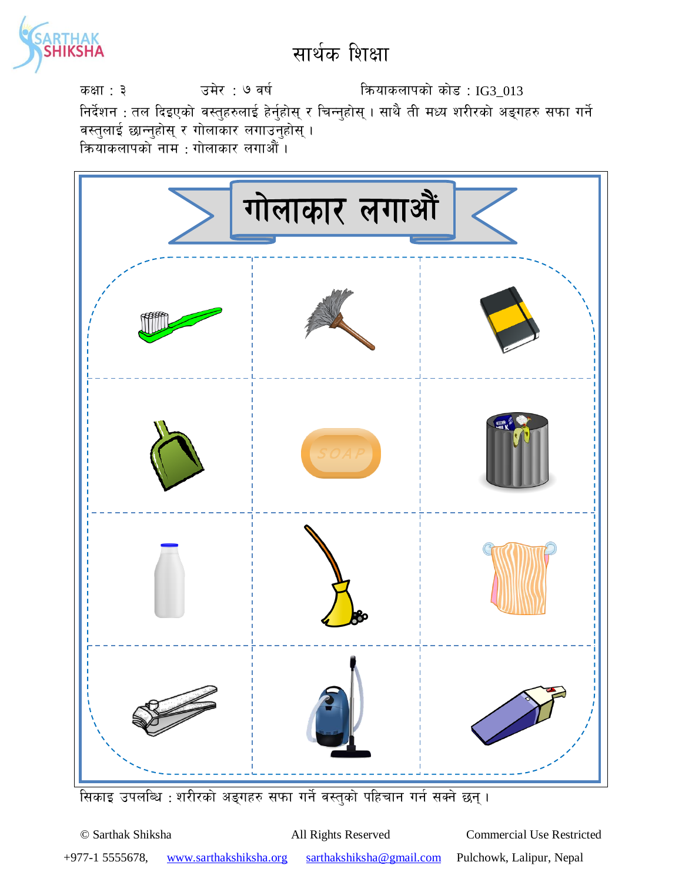# सार्थक शिक्षा

कक्षा : ३ उमेर : ७ वर्ष क्रियाकलापको कोड : IG3_013

निर्देशन : तल दिइएको वस्तुहरुलाई हेर्नुहोस् र चिन्नुहोस् । साथै ती मध्य शरीरको अङ्गहरु सफा गर्ने वस्तुलाई छान्नुहोस् र गोलाकार लगाउनुहोस् ।

क्रियाकलापको नाम : गोलाकार लगाऔं ।

## गोलाकार लगाऔं

सिकाइ उपलब्धि : शरीरको अङ्गहरु सफा गर्ने वस्तुको पहिचान गर्न सक्ने छन् ।

© Sarthak Shiksha All Rights Reserved Commercial Use Restricted

+977-1 5555678, www.sarthakshiksha.org sarthakshiksha@gmail.com Pulchowk, Lalipur, Nepal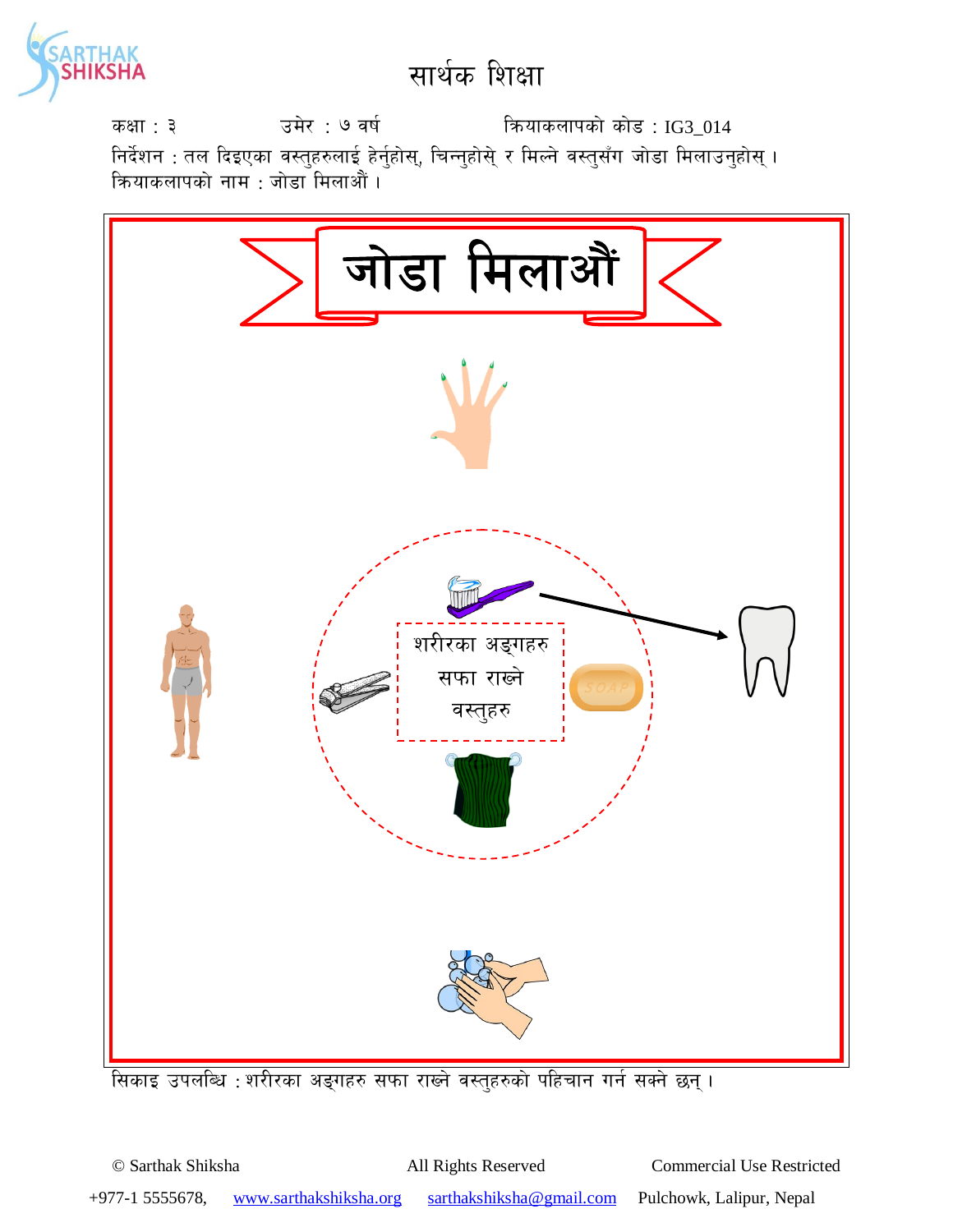# सार्थक शिक्षा

कक्षा : ३ उमेर : ७ वर्ष क्रियाकलापको कोड : IG3_014

निर्देशन : तल दिइएका वस्तुहरुलाई हेर्नुहोस्, चिन्नुहोसे् र मिल्ने वस्तुसँग जोडा मिलाउनुहोस् ।

क्रियाकलापको नाम : जोडा मिलाऔं ।

## जोडा मिलाऔं

शरीरका अङ्गहरु सफा राख्ने वस्तुहरु

SOAP

सिकाइ उपलब्धि : शरीरका अङ्गहरु सफा राख्ने वस्तुहरुको पहिचान गर्न सक्ने छन् ।

© Sarthak Shiksha All Rights Reserved Commercial Use Restricted

+977-1 5555678, www.sarthakshiksha.org sarthakshiksha@gmail.com Pulchowk, Lalipur, Nepal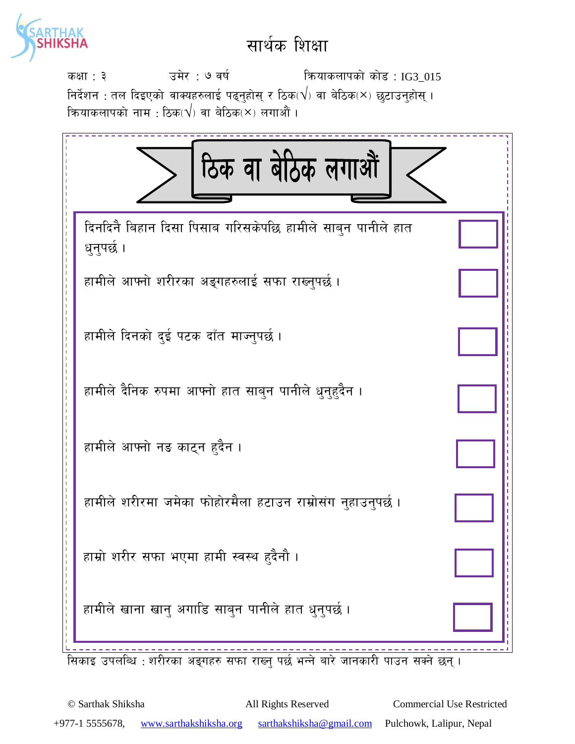# सार्थक शिक्षा

कक्षा : ३ उमेर : ७ वर्ष क्रियाकलापको कोड : IG3_015

निर्देशन : तल दिइएको वाक्यहरुलाई पढ्नुहोस् र ठिक(√) वा बेठिक(×) छुटाउनुहोस् ।

क्रियाकलापको नाम : ठिक(√) वा बेठिक(×) लगाऔं ।

## ठिक वा बेठिक लगाऔं

| वाक्य | ठिक/बेठिक |
|---|---|
| दिनदिनै बिहान दिसा पिसाब गरिसकेपछि हामीले साबुन पानीले हात धुनुपर्छ । | |
| हामीले आफ्नो शरीरका अङ्गहरुलाई सफा राख्नुपर्छ । | |
| हामीले दिनको दुई पटक दाँत माज्नुपर्छ । | |
| हामीले दैनिक रुपमा आफ्नो हात साबुन पानीले धुनुहुदैन । | |
| हामीले आफ्नो नङ काट्न हुदैन । | |
| हामीले शरीरमा जमेका फोहोरमैला हटाउन राम्रोसंग नुहाउनुपर्छ । | |
| हाम्रो शरीर सफा भएमा हामी स्वस्थ हुदैनौ । | |
| हामीले खाना खानु अगाडि साबुन पानीले हात धुनुपर्छ । | |

सिकाइ उपलब्धि : शरीरका अङ्गहरु सफा राख्नु पर्छ भन्ने बारे जानकारी पाउन सक्ने छन् ।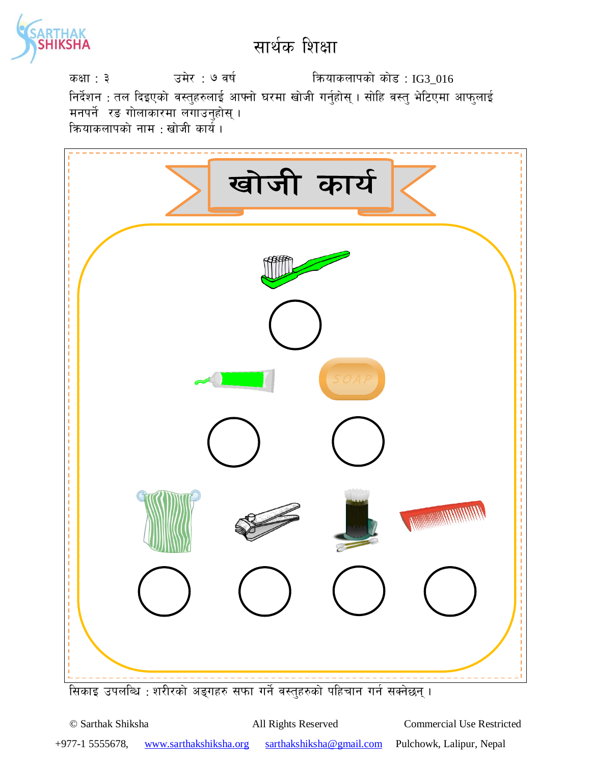सार्थक शिक्षा

कक्षा : ३ उमेर : ७ वर्ष क्रियाकलापको कोड : IG3_016

निर्देशन : तल दिइएको वस्तुहरुलाई आफ्नो घरमा खोजी गर्नुहोस् । सोहि वस्तु भेटिएमा आफुलाई मनपर्ने रङ गोलाकारमा लगाउनुहोस् ।

क्रियाकलापको नाम : खोजी कार्य ।

# खोजी कार्य

SOAP

सिकाइ उपलब्धि : शरीरको अङ्गहरु सफा गर्ने वस्तुहरुको पहिचान गर्न सक्नेछन् ।

© Sarthak Shiksha All Rights Reserved Commercial Use Restricted

+977-1 5555678, www.sarthakshiksha.org sarthakshiksha@gmail.com Pulchowk, Lalipur, Nepal